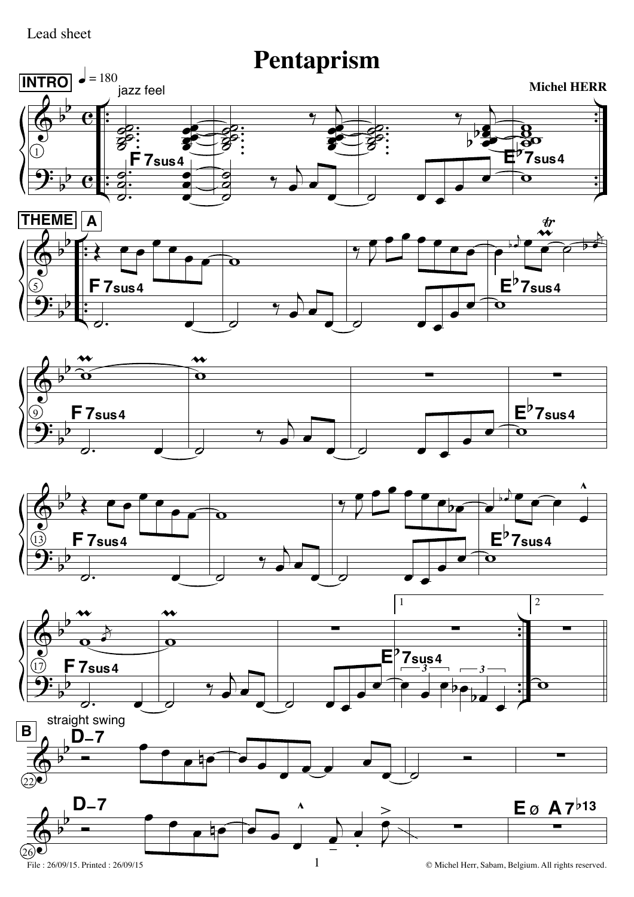Lead sheet

# Pentaprism

Michel HERR

INTRO ♩ = 180 jazz feel

F7sus4 E♭7sus4

THEME A

F7sus4 E♭7sus4

F7sus4 E♭7sus4

F7sus4 E♭7sus4

F7sus4 E♭7sus4

B straight swing

D–7

D–7 EØ A7♭13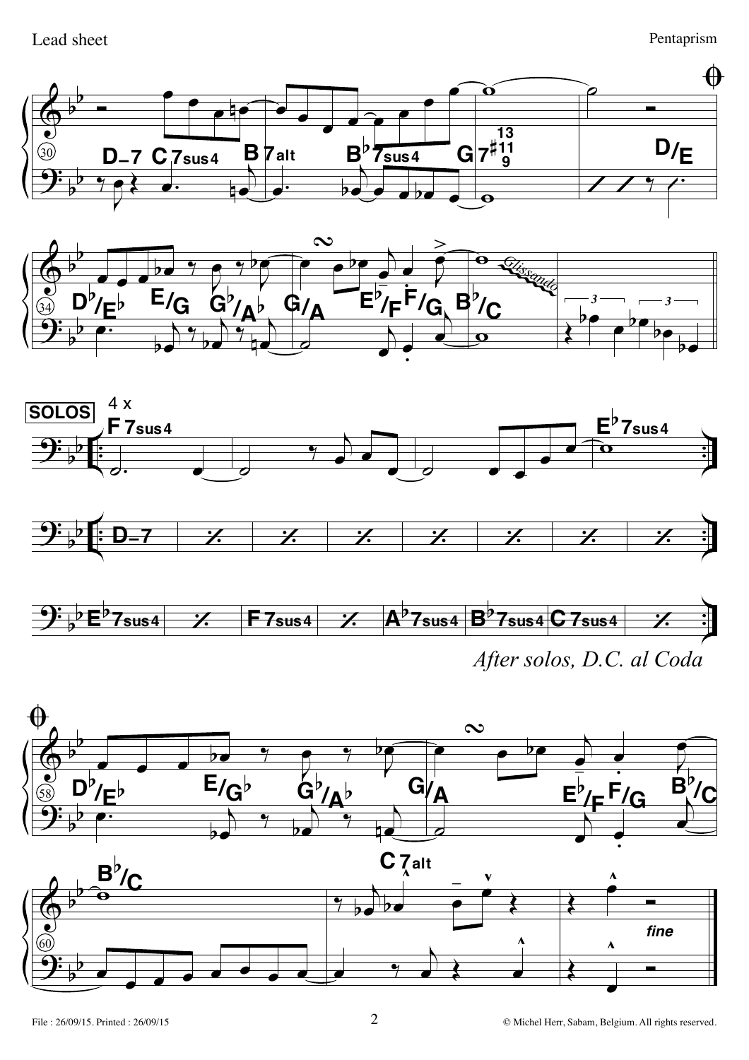SOLOS

4 x

F7sus4 | | | | E♭7sus4 |

D−7 | % | % | % | % | % | % | % |

E♭7sus4 | % | F7sus4 | % | A♭7sus4 | B♭7sus4 | C7sus4 | % |

*After solos, D.C. al Coda*

fine